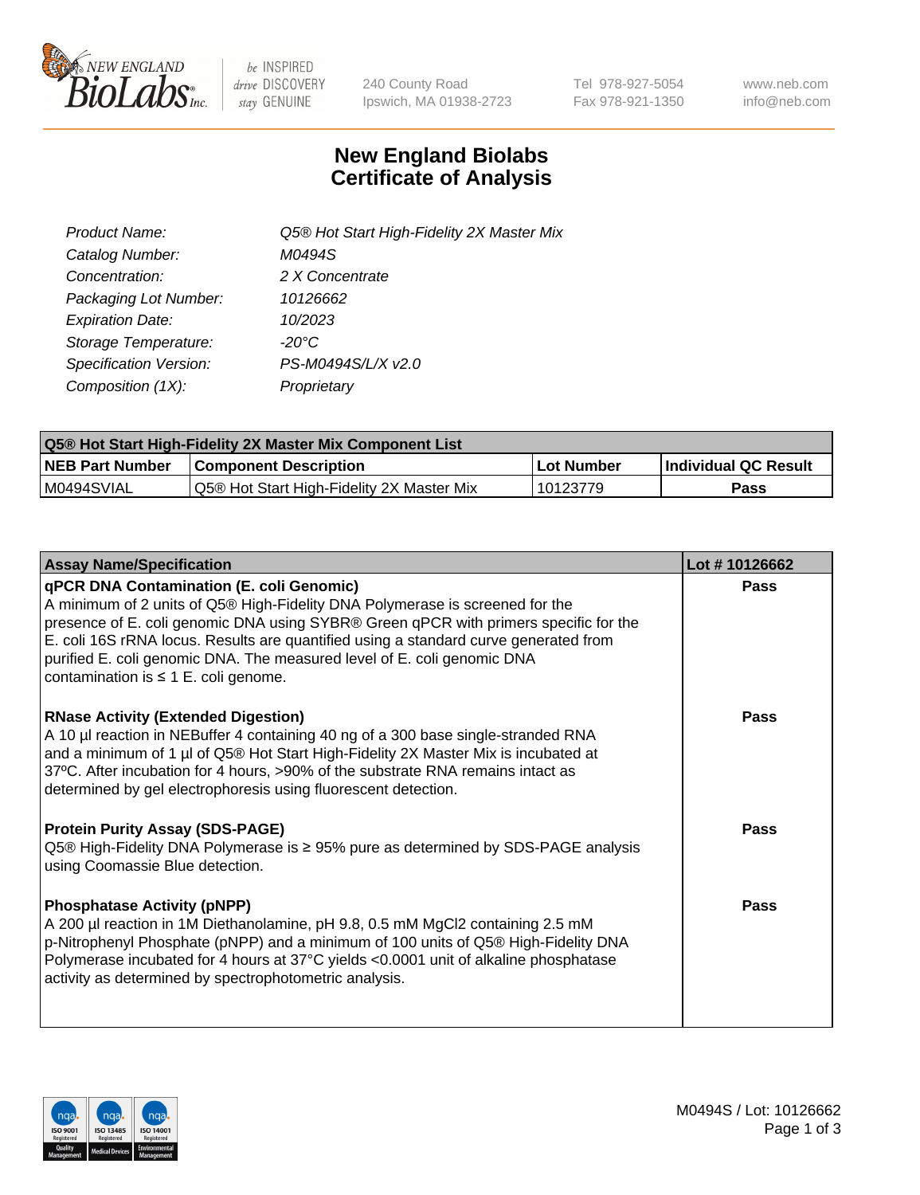New England BioLabs Inc. — be INSPIRED drive DISCOVERY stay GENUINE

240 County Road
Ipswich, MA 01938-2723

Tel 978-927-5054
Fax 978-921-1350

www.neb.com
info@neb.com

# New England Biolabs Certificate of Analysis

| | |
|---|---|
| *Product Name:* | *Q5® Hot Start High-Fidelity 2X Master Mix* |
| *Catalog Number:* | *M0494S* |
| *Concentration:* | *2 X Concentrate* |
| *Packaging Lot Number:* | *10126662* |
| *Expiration Date:* | *10/2023* |
| *Storage Temperature:* | *-20°C* |
| *Specification Version:* | *PS-M0494S/L/X v2.0* |
| *Composition (1X):* | *Proprietary* |

| **Q5® Hot Start High-Fidelity 2X Master Mix Component List** | | | |
|---|---|---|---|
| **NEB Part Number** | **Component Description** | **Lot Number** | **Individual QC Result** |
| M0494SVIAL | Q5® Hot Start High-Fidelity 2X Master Mix | 10123779 | **Pass** |

| **Assay Name/Specification** | **Lot # 10126662** |
|---|---|
| **qPCR DNA Contamination (E. coli Genomic)**<br>A minimum of 2 units of Q5® High-Fidelity DNA Polymerase is screened for the presence of E. coli genomic DNA using SYBR® Green qPCR with primers specific for the E. coli 16S rRNA locus. Results are quantified using a standard curve generated from purified E. coli genomic DNA. The measured level of E. coli genomic DNA contamination is ≤ 1 E. coli genome. | **Pass** |
| **RNase Activity (Extended Digestion)**<br>A 10 µl reaction in NEBuffer 4 containing 40 ng of a 300 base single-stranded RNA and a minimum of 1 µl of Q5® Hot Start High-Fidelity 2X Master Mix is incubated at 37ºC. After incubation for 4 hours, >90% of the substrate RNA remains intact as determined by gel electrophoresis using fluorescent detection. | **Pass** |
| **Protein Purity Assay (SDS-PAGE)**<br>Q5® High-Fidelity DNA Polymerase is ≥ 95% pure as determined by SDS-PAGE analysis using Coomassie Blue detection. | **Pass** |
| **Phosphatase Activity (pNPP)**<br>A 200 µl reaction in 1M Diethanolamine, pH 9.8, 0.5 mM $MgCl_2$ containing 2.5 mM p-Nitrophenyl Phosphate (pNPP) and a minimum of 100 units of Q5® High-Fidelity DNA Polymerase incubated for 4 hours at 37°C yields <0.0001 unit of alkaline phosphatase activity as determined by spectrophotometric analysis. | **Pass** |

M0494S / Lot: 10126662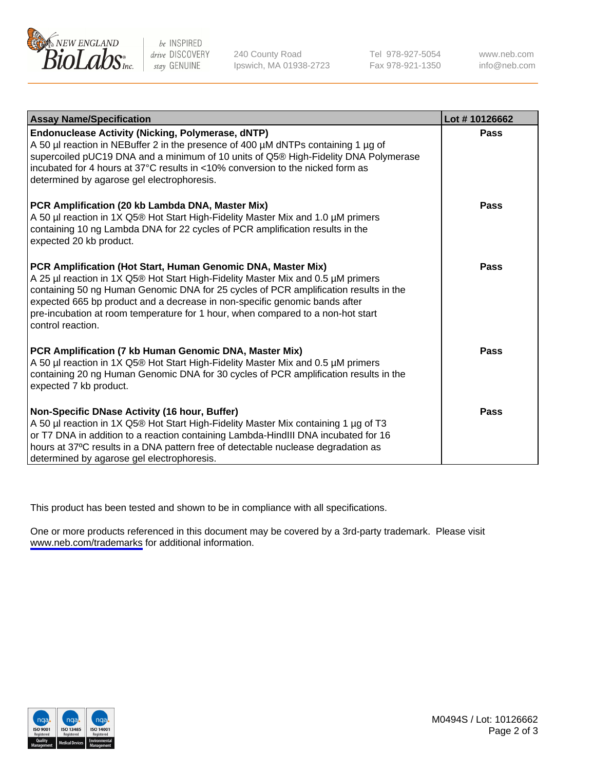| Assay Name/Specification | Lot # 10126662 |
| --- | --- |
| **Endonuclease Activity (Nicking, Polymerase, dNTP)**<br>A 50 µl reaction in NEBuffer 2 in the presence of 400 µM dNTPs containing 1 µg of supercoiled pUC19 DNA and a minimum of 10 units of Q5® High-Fidelity DNA Polymerase incubated for 4 hours at 37°C results in <10% conversion to the nicked form as determined by agarose gel electrophoresis. | **Pass** |
| **PCR Amplification (20 kb Lambda DNA, Master Mix)**<br>A 50 µl reaction in 1X Q5® Hot Start High-Fidelity Master Mix and 1.0 µM primers containing 10 ng Lambda DNA for 22 cycles of PCR amplification results in the expected 20 kb product. | **Pass** |
| **PCR Amplification (Hot Start, Human Genomic DNA, Master Mix)**<br>A 25 µl reaction in 1X Q5® Hot Start High-Fidelity Master Mix and 0.5 µM primers containing 50 ng Human Genomic DNA for 25 cycles of PCR amplification results in the expected 665 bp product and a decrease in non-specific genomic bands after pre-incubation at room temperature for 1 hour, when compared to a non-hot start control reaction. | **Pass** |
| **PCR Amplification (7 kb Human Genomic DNA, Master Mix)**<br>A 50 µl reaction in 1X Q5® Hot Start High-Fidelity Master Mix and 0.5 µM primers containing 20 ng Human Genomic DNA for 30 cycles of PCR amplification results in the expected 7 kb product. | **Pass** |
| **Non-Specific DNase Activity (16 hour, Buffer)**<br>A 50 µl reaction in 1X Q5® Hot Start High-Fidelity Master Mix containing 1 µg of T3 or T7 DNA in addition to a reaction containing Lambda-HindIII DNA incubated for 16 hours at 37ºC results in a DNA pattern free of detectable nuclease degradation as determined by agarose gel electrophoresis. | **Pass** |

This product has been tested and shown to be in compliance with all specifications.

One or more products referenced in this document may be covered by a 3rd-party trademark. Please visit www.neb.com/trademarks for additional information.

M0494S / Lot: 10126662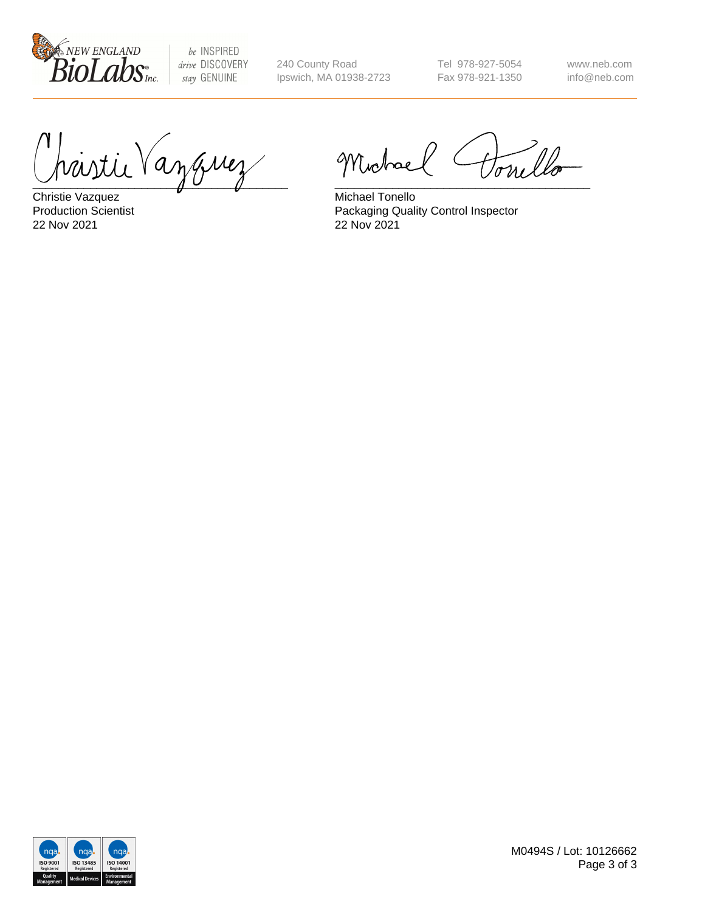240 County Road
Ipswich, MA 01938-2723

Tel 978-927-5054
Fax 978-921-1350

www.neb.com
info@neb.com

Christie Vazquez
Production Scientist
22 Nov 2021

Michael Tonello
Packaging Quality Control Inspector
22 Nov 2021

M0494S / Lot: 10126662